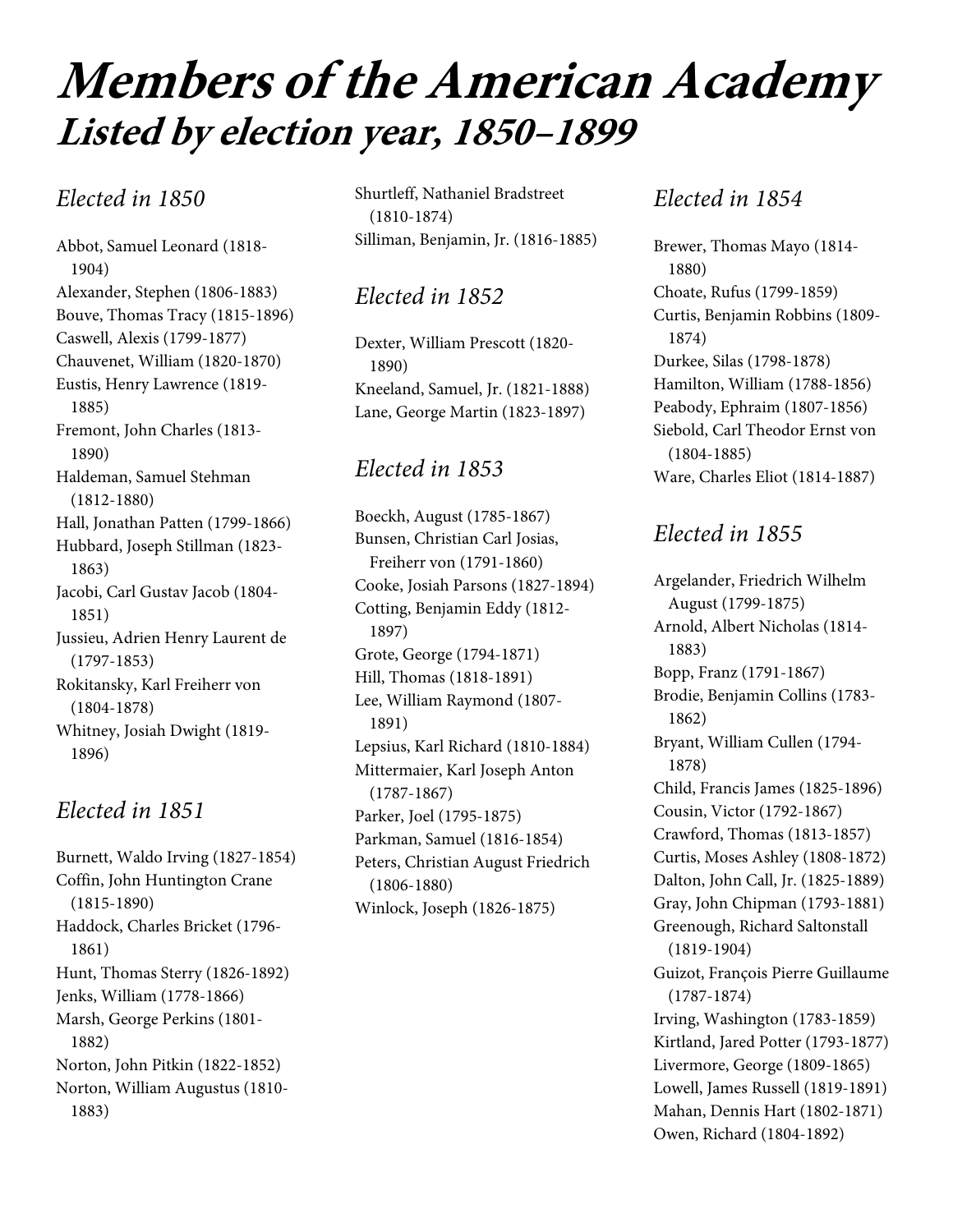# Members of the American Academy

## Listed by election year, 1850–1899

### Elected in 1850

Abbot, Samuel Leonard (1818-1904)
Alexander, Stephen (1806-1883)
Bouve, Thomas Tracy (1815-1896)
Caswell, Alexis (1799-1877)
Chauvenet, William (1820-1870)
Eustis, Henry Lawrence (1819-1885)
Fremont, John Charles (1813-1890)
Haldeman, Samuel Stehman (1812-1880)
Hall, Jonathan Patten (1799-1866)
Hubbard, Joseph Stillman (1823-1863)
Jacobi, Carl Gustav Jacob (1804-1851)
Jussieu, Adrien Henry Laurent de (1797-1853)
Rokitansky, Karl Freiherr von (1804-1878)
Whitney, Josiah Dwight (1819-1896)

### Elected in 1851

Burnett, Waldo Irving (1827-1854)
Coffin, John Huntington Crane (1815-1890)
Haddock, Charles Bricket (1796-1861)
Hunt, Thomas Sterry (1826-1892)
Jenks, William (1778-1866)
Marsh, George Perkins (1801-1882)
Norton, John Pitkin (1822-1852)
Norton, William Augustus (1810-1883)
Shurtleff, Nathaniel Bradstreet (1810-1874)
Silliman, Benjamin, Jr. (1816-1885)

### Elected in 1852

Dexter, William Prescott (1820-1890)
Kneeland, Samuel, Jr. (1821-1888)
Lane, George Martin (1823-1897)

### Elected in 1853

Boeckh, August (1785-1867)
Bunsen, Christian Carl Josias, Freiherr von (1791-1860)
Cooke, Josiah Parsons (1827-1894)
Cotting, Benjamin Eddy (1812-1897)
Grote, George (1794-1871)
Hill, Thomas (1818-1891)
Lee, William Raymond (1807-1891)
Lepsius, Karl Richard (1810-1884)
Mittermaier, Karl Joseph Anton (1787-1867)
Parker, Joel (1795-1875)
Parkman, Samuel (1816-1854)
Peters, Christian August Friedrich (1806-1880)
Winlock, Joseph (1826-1875)

### Elected in 1854

Brewer, Thomas Mayo (1814-1880)
Choate, Rufus (1799-1859)
Curtis, Benjamin Robbins (1809-1874)
Durkee, Silas (1798-1878)
Hamilton, William (1788-1856)
Peabody, Ephraim (1807-1856)
Siebold, Carl Theodor Ernst von (1804-1885)
Ware, Charles Eliot (1814-1887)

### Elected in 1855

Argelander, Friedrich Wilhelm August (1799-1875)
Arnold, Albert Nicholas (1814-1883)
Bopp, Franz (1791-1867)
Brodie, Benjamin Collins (1783-1862)
Bryant, William Cullen (1794-1878)
Child, Francis James (1825-1896)
Cousin, Victor (1792-1867)
Crawford, Thomas (1813-1857)
Curtis, Moses Ashley (1808-1872)
Dalton, John Call, Jr. (1825-1889)
Gray, John Chipman (1793-1881)
Greenough, Richard Saltonstall (1819-1904)
Guizot, François Pierre Guillaume (1787-1874)
Irving, Washington (1783-1859)
Kirtland, Jared Potter (1793-1877)
Livermore, George (1809-1865)
Lowell, James Russell (1819-1891)
Mahan, Dennis Hart (1802-1871)
Owen, Richard (1804-1892)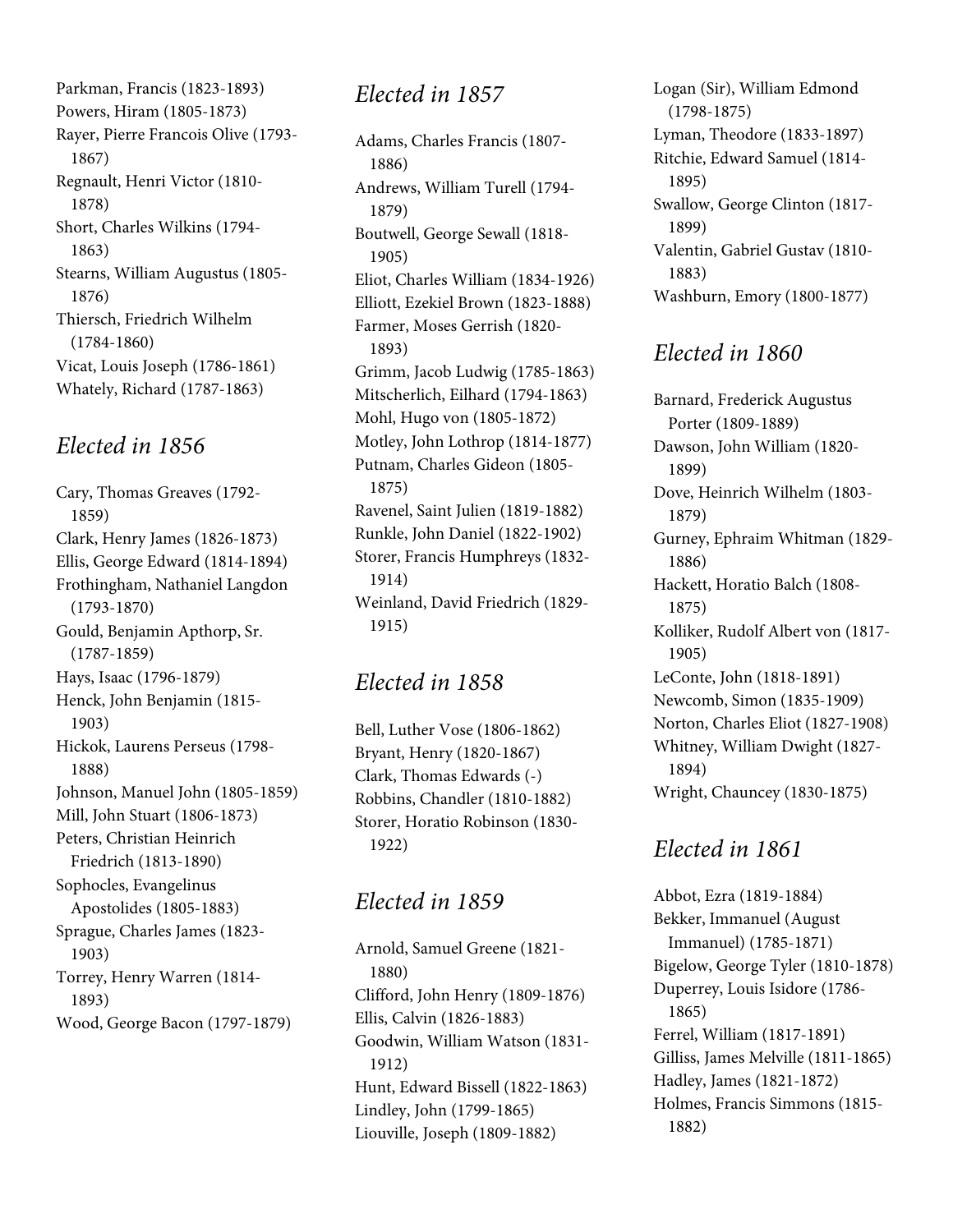Parkman, Francis (1823-1893)
Powers, Hiram (1805-1873)
Rayer, Pierre Francois Olive (1793-1867)
Regnault, Henri Victor (1810-1878)
Short, Charles Wilkins (1794-1863)
Stearns, William Augustus (1805-1876)
Thiersch, Friedrich Wilhelm (1784-1860)
Vicat, Louis Joseph (1786-1861)
Whately, Richard (1787-1863)

## *Elected in 1856*

Cary, Thomas Greaves (1792-1859)
Clark, Henry James (1826-1873)
Ellis, George Edward (1814-1894)
Frothingham, Nathaniel Langdon (1793-1870)
Gould, Benjamin Apthorp, Sr. (1787-1859)
Hays, Isaac (1796-1879)
Henck, John Benjamin (1815-1903)
Hickok, Laurens Perseus (1798-1888)
Johnson, Manuel John (1805-1859)
Mill, John Stuart (1806-1873)
Peters, Christian Heinrich Friedrich (1813-1890)
Sophocles, Evangelinus Apostolides (1805-1883)
Sprague, Charles James (1823-1903)
Torrey, Henry Warren (1814-1893)
Wood, George Bacon (1797-1879)

## *Elected in 1857*

Adams, Charles Francis (1807-1886)
Andrews, William Turell (1794-1879)
Boutwell, George Sewall (1818-1905)
Eliot, Charles William (1834-1926)
Elliott, Ezekiel Brown (1823-1888)
Farmer, Moses Gerrish (1820-1893)
Grimm, Jacob Ludwig (1785-1863)
Mitscherlich, Eilhard (1794-1863)
Mohl, Hugo von (1805-1872)
Motley, John Lothrop (1814-1877)
Putnam, Charles Gideon (1805-1875)
Ravenel, Saint Julien (1819-1882)
Runkle, John Daniel (1822-1902)
Storer, Francis Humphreys (1832-1914)
Weinland, David Friedrich (1829-1915)

## *Elected in 1858*

Bell, Luther Vose (1806-1862)
Bryant, Henry (1820-1867)
Clark, Thomas Edwards (-)
Robbins, Chandler (1810-1882)
Storer, Horatio Robinson (1830-1922)

## *Elected in 1859*

Arnold, Samuel Greene (1821-1880)
Clifford, John Henry (1809-1876)
Ellis, Calvin (1826-1883)
Goodwin, William Watson (1831-1912)
Hunt, Edward Bissell (1822-1863)
Lindley, John (1799-1865)
Liouville, Joseph (1809-1882)
Logan (Sir), William Edmond (1798-1875)
Lyman, Theodore (1833-1897)
Ritchie, Edward Samuel (1814-1895)
Swallow, George Clinton (1817-1899)
Valentin, Gabriel Gustav (1810-1883)
Washburn, Emory (1800-1877)

## *Elected in 1860*

Barnard, Frederick Augustus Porter (1809-1889)
Dawson, John William (1820-1899)
Dove, Heinrich Wilhelm (1803-1879)
Gurney, Ephraim Whitman (1829-1886)
Hackett, Horatio Balch (1808-1875)
Kolliker, Rudolf Albert von (1817-1905)
LeConte, John (1818-1891)
Newcomb, Simon (1835-1909)
Norton, Charles Eliot (1827-1908)
Whitney, William Dwight (1827-1894)
Wright, Chauncey (1830-1875)

## *Elected in 1861*

Abbot, Ezra (1819-1884)
Bekker, Immanuel (August Immanuel) (1785-1871)
Bigelow, George Tyler (1810-1878)
Duperrey, Louis Isidore (1786-1865)
Ferrel, William (1817-1891)
Gilliss, James Melville (1811-1865)
Hadley, James (1821-1872)
Holmes, Francis Simmons (1815-1882)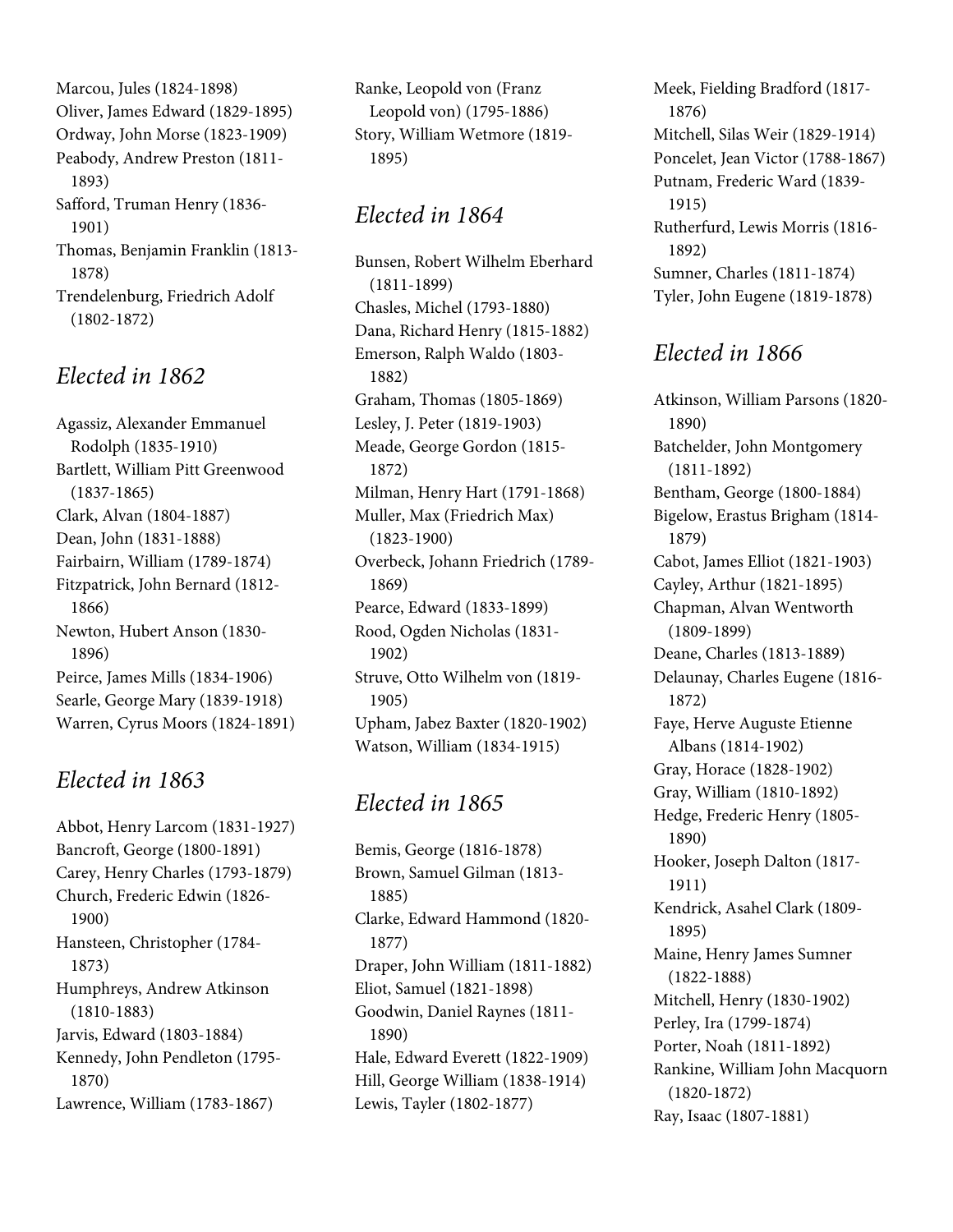Marcou, Jules (1824-1898)
Oliver, James Edward (1829-1895)
Ordway, John Morse (1823-1909)
Peabody, Andrew Preston (1811-1893)
Safford, Truman Henry (1836-1901)
Thomas, Benjamin Franklin (1813-1878)
Trendelenburg, Friedrich Adolf (1802-1872)

## *Elected in 1862*

Agassiz, Alexander Emmanuel Rodolph (1835-1910)
Bartlett, William Pitt Greenwood (1837-1865)
Clark, Alvan (1804-1887)
Dean, John (1831-1888)
Fairbairn, William (1789-1874)
Fitzpatrick, John Bernard (1812-1866)
Newton, Hubert Anson (1830-1896)
Peirce, James Mills (1834-1906)
Searle, George Mary (1839-1918)
Warren, Cyrus Moors (1824-1891)

## *Elected in 1863*

Abbot, Henry Larcom (1831-1927)
Bancroft, George (1800-1891)
Carey, Henry Charles (1793-1879)
Church, Frederic Edwin (1826-1900)
Hansteen, Christopher (1784-1873)
Humphreys, Andrew Atkinson (1810-1883)
Jarvis, Edward (1803-1884)
Kennedy, John Pendleton (1795-1870)
Lawrence, William (1783-1867)
Ranke, Leopold von (Franz Leopold von) (1795-1886)
Story, William Wetmore (1819-1895)

## *Elected in 1864*

Bunsen, Robert Wilhelm Eberhard (1811-1899)
Chasles, Michel (1793-1880)
Dana, Richard Henry (1815-1882)
Emerson, Ralph Waldo (1803-1882)
Graham, Thomas (1805-1869)
Lesley, J. Peter (1819-1903)
Meade, George Gordon (1815-1872)
Milman, Henry Hart (1791-1868)
Muller, Max (Friedrich Max) (1823-1900)
Overbeck, Johann Friedrich (1789-1869)
Pearce, Edward (1833-1899)
Rood, Ogden Nicholas (1831-1902)
Struve, Otto Wilhelm von (1819-1905)
Upham, Jabez Baxter (1820-1902)
Watson, William (1834-1915)

## *Elected in 1865*

Bemis, George (1816-1878)
Brown, Samuel Gilman (1813-1885)
Clarke, Edward Hammond (1820-1877)
Draper, John William (1811-1882)
Eliot, Samuel (1821-1898)
Goodwin, Daniel Raynes (1811-1890)
Hale, Edward Everett (1822-1909)
Hill, George William (1838-1914)
Lewis, Tayler (1802-1877)
Meek, Fielding Bradford (1817-1876)
Mitchell, Silas Weir (1829-1914)
Poncelet, Jean Victor (1788-1867)
Putnam, Frederic Ward (1839-1915)
Rutherfurd, Lewis Morris (1816-1892)
Sumner, Charles (1811-1874)
Tyler, John Eugene (1819-1878)

## *Elected in 1866*

Atkinson, William Parsons (1820-1890)
Batchelder, John Montgomery (1811-1892)
Bentham, George (1800-1884)
Bigelow, Erastus Brigham (1814-1879)
Cabot, James Elliot (1821-1903)
Cayley, Arthur (1821-1895)
Chapman, Alvan Wentworth (1809-1899)
Deane, Charles (1813-1889)
Delaunay, Charles Eugene (1816-1872)
Faye, Herve Auguste Etienne Albans (1814-1902)
Gray, Horace (1828-1902)
Gray, William (1810-1892)
Hedge, Frederic Henry (1805-1890)
Hooker, Joseph Dalton (1817-1911)
Kendrick, Asahel Clark (1809-1895)
Maine, Henry James Sumner (1822-1888)
Mitchell, Henry (1830-1902)
Perley, Ira (1799-1874)
Porter, Noah (1811-1892)
Rankine, William John Macquorn (1820-1872)
Ray, Isaac (1807-1881)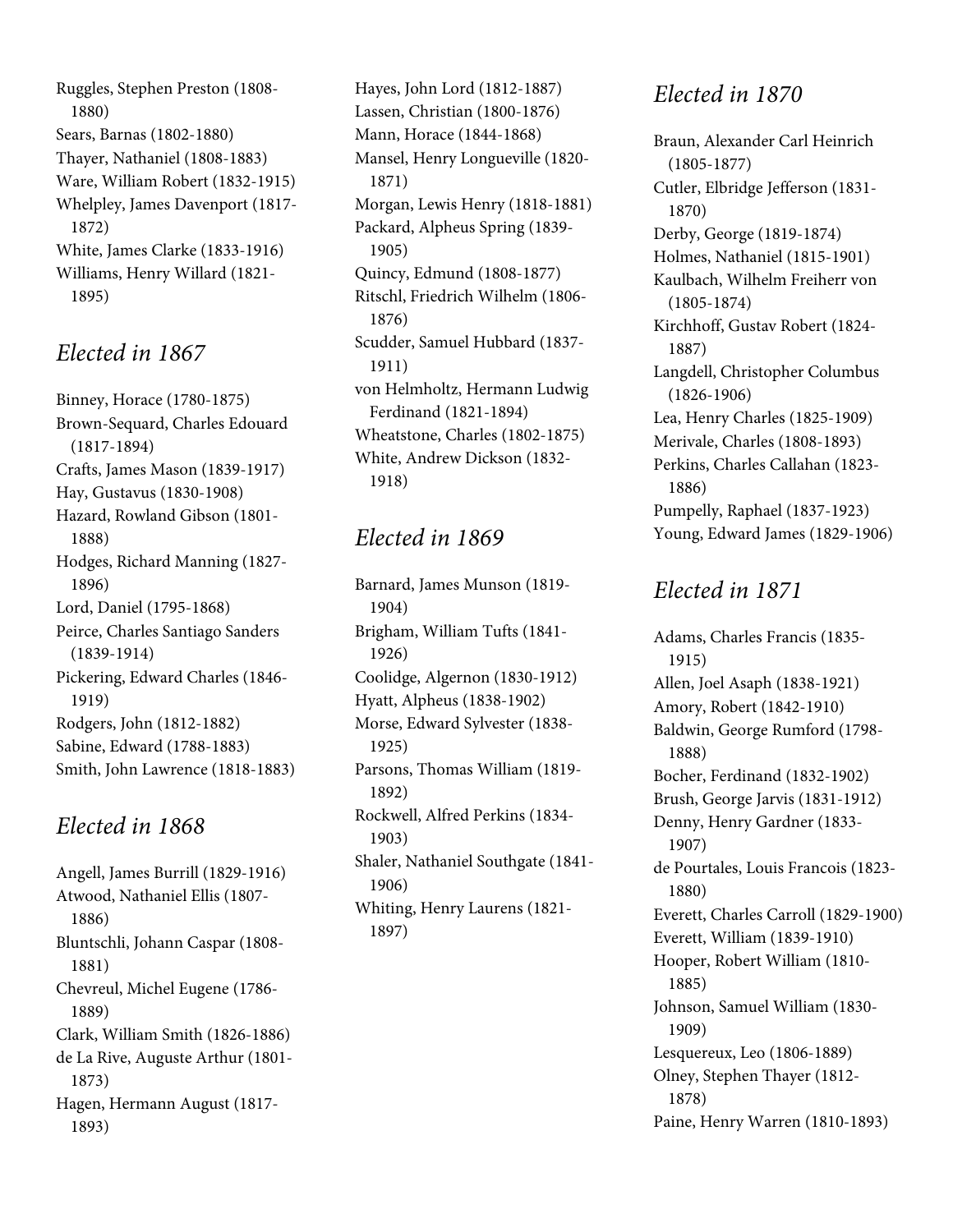Ruggles, Stephen Preston (1808-1880)
Sears, Barnas (1802-1880)
Thayer, Nathaniel (1808-1883)
Ware, William Robert (1832-1915)
Whelpley, James Davenport (1817-1872)
White, James Clarke (1833-1916)
Williams, Henry Willard (1821-1895)

## *Elected in 1867*

Binney, Horace (1780-1875)
Brown-Sequard, Charles Edouard (1817-1894)
Crafts, James Mason (1839-1917)
Hay, Gustavus (1830-1908)
Hazard, Rowland Gibson (1801-1888)
Hodges, Richard Manning (1827-1896)
Lord, Daniel (1795-1868)
Peirce, Charles Santiago Sanders (1839-1914)
Pickering, Edward Charles (1846-1919)
Rodgers, John (1812-1882)
Sabine, Edward (1788-1883)
Smith, John Lawrence (1818-1883)

## *Elected in 1868*

Angell, James Burrill (1829-1916)
Atwood, Nathaniel Ellis (1807-1886)
Bluntschli, Johann Caspar (1808-1881)
Chevreul, Michel Eugene (1786-1889)
Clark, William Smith (1826-1886)
de La Rive, Auguste Arthur (1801-1873)
Hagen, Hermann August (1817-1893)
Hayes, John Lord (1812-1887)
Lassen, Christian (1800-1876)
Mann, Horace (1844-1868)
Mansel, Henry Longueville (1820-1871)
Morgan, Lewis Henry (1818-1881)
Packard, Alpheus Spring (1839-1905)
Quincy, Edmund (1808-1877)
Ritschl, Friedrich Wilhelm (1806-1876)
Scudder, Samuel Hubbard (1837-1911)
von Helmholtz, Hermann Ludwig Ferdinand (1821-1894)
Wheatstone, Charles (1802-1875)
White, Andrew Dickson (1832-1918)

## *Elected in 1869*

Barnard, James Munson (1819-1904)
Brigham, William Tufts (1841-1926)
Coolidge, Algernon (1830-1912)
Hyatt, Alpheus (1838-1902)
Morse, Edward Sylvester (1838-1925)
Parsons, Thomas William (1819-1892)
Rockwell, Alfred Perkins (1834-1903)
Shaler, Nathaniel Southgate (1841-1906)
Whiting, Henry Laurens (1821-1897)

## *Elected in 1870*

Braun, Alexander Carl Heinrich (1805-1877)
Cutler, Elbridge Jefferson (1831-1870)
Derby, George (1819-1874)
Holmes, Nathaniel (1815-1901)
Kaulbach, Wilhelm Freiherr von (1805-1874)
Kirchhoff, Gustav Robert (1824-1887)
Langdell, Christopher Columbus (1826-1906)
Lea, Henry Charles (1825-1909)
Merivale, Charles (1808-1893)
Perkins, Charles Callahan (1823-1886)
Pumpelly, Raphael (1837-1923)
Young, Edward James (1829-1906)

## *Elected in 1871*

Adams, Charles Francis (1835-1915)
Allen, Joel Asaph (1838-1921)
Amory, Robert (1842-1910)
Baldwin, George Rumford (1798-1888)
Bocher, Ferdinand (1832-1902)
Brush, George Jarvis (1831-1912)
Denny, Henry Gardner (1833-1907)
de Pourtales, Louis Francois (1823-1880)
Everett, Charles Carroll (1829-1900)
Everett, William (1839-1910)
Hooper, Robert William (1810-1885)
Johnson, Samuel William (1830-1909)
Lesquereux, Leo (1806-1889)
Olney, Stephen Thayer (1812-1878)
Paine, Henry Warren (1810-1893)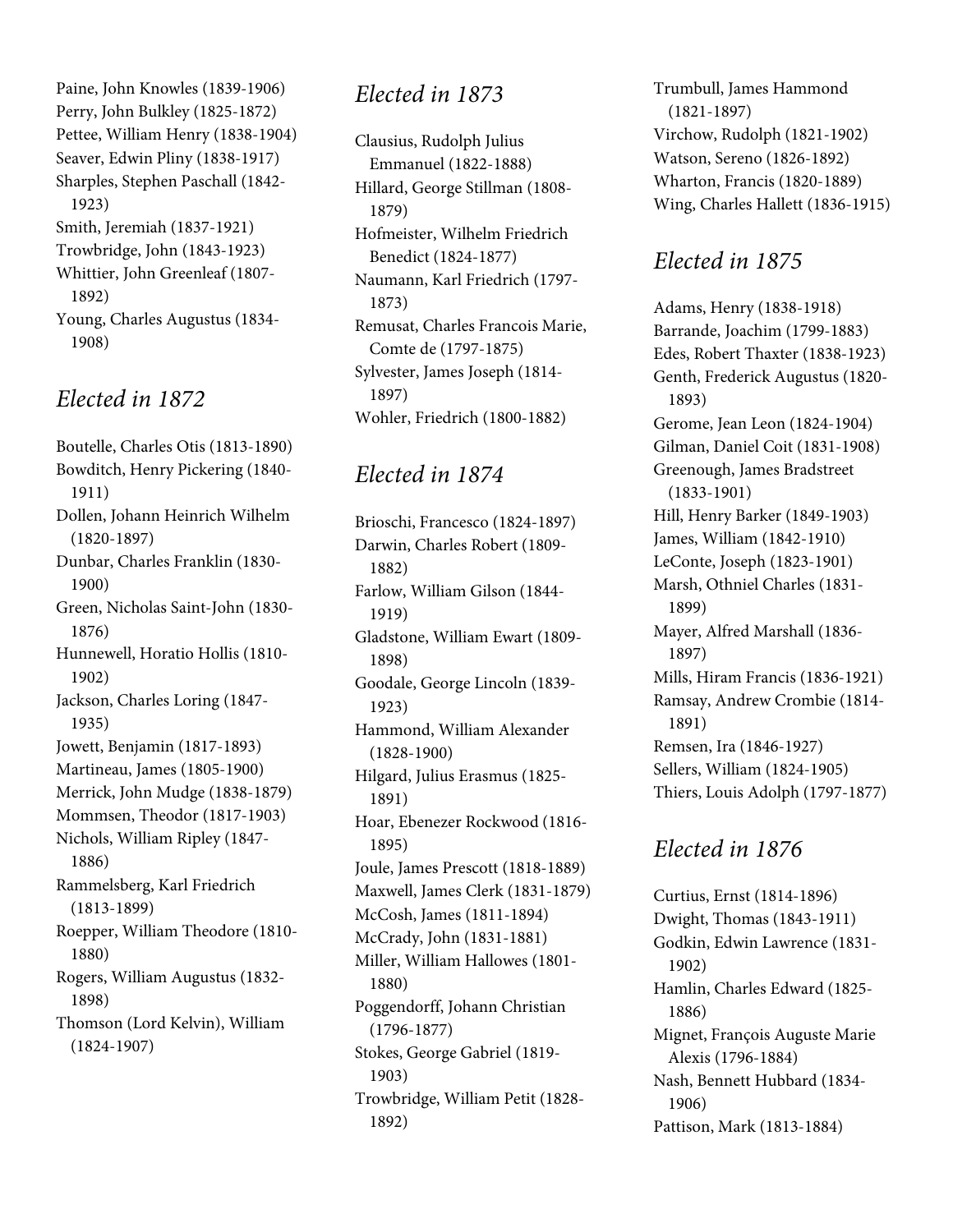Paine, John Knowles (1839-1906)
Perry, John Bulkley (1825-1872)
Pettee, William Henry (1838-1904)
Seaver, Edwin Pliny (1838-1917)
Sharples, Stephen Paschall (1842-1923)
Smith, Jeremiah (1837-1921)
Trowbridge, John (1843-1923)
Whittier, John Greenleaf (1807-1892)
Young, Charles Augustus (1834-1908)

## *Elected in 1872*

Boutelle, Charles Otis (1813-1890)
Bowditch, Henry Pickering (1840-1911)
Dollen, Johann Heinrich Wilhelm (1820-1897)
Dunbar, Charles Franklin (1830-1900)
Green, Nicholas Saint-John (1830-1876)
Hunnewell, Horatio Hollis (1810-1902)
Jackson, Charles Loring (1847-1935)
Jowett, Benjamin (1817-1893)
Martineau, James (1805-1900)
Merrick, John Mudge (1838-1879)
Mommsen, Theodor (1817-1903)
Nichols, William Ripley (1847-1886)
Rammelsberg, Karl Friedrich (1813-1899)
Roepper, William Theodore (1810-1880)
Rogers, William Augustus (1832-1898)
Thomson (Lord Kelvin), William (1824-1907)

## *Elected in 1873*

Clausius, Rudolph Julius Emmanuel (1822-1888)
Hillard, George Stillman (1808-1879)
Hofmeister, Wilhelm Friedrich Benedict (1824-1877)
Naumann, Karl Friedrich (1797-1873)
Remusat, Charles Francois Marie, Comte de (1797-1875)
Sylvester, James Joseph (1814-1897)
Wohler, Friedrich (1800-1882)

## *Elected in 1874*

Brioschi, Francesco (1824-1897)
Darwin, Charles Robert (1809-1882)
Farlow, William Gilson (1844-1919)
Gladstone, William Ewart (1809-1898)
Goodale, George Lincoln (1839-1923)
Hammond, William Alexander (1828-1900)
Hilgard, Julius Erasmus (1825-1891)
Hoar, Ebenezer Rockwood (1816-1895)
Joule, James Prescott (1818-1889)
Maxwell, James Clerk (1831-1879)
McCosh, James (1811-1894)
McCrady, John (1831-1881)
Miller, William Hallowes (1801-1880)
Poggendorff, Johann Christian (1796-1877)
Stokes, George Gabriel (1819-1903)
Trowbridge, William Petit (1828-1892)
Trumbull, James Hammond (1821-1897)
Virchow, Rudolph (1821-1902)
Watson, Sereno (1826-1892)
Wharton, Francis (1820-1889)
Wing, Charles Hallett (1836-1915)

## *Elected in 1875*

Adams, Henry (1838-1918)
Barrande, Joachim (1799-1883)
Edes, Robert Thaxter (1838-1923)
Genth, Frederick Augustus (1820-1893)
Gerome, Jean Leon (1824-1904)
Gilman, Daniel Coit (1831-1908)
Greenough, James Bradstreet (1833-1901)
Hill, Henry Barker (1849-1903)
James, William (1842-1910)
LeConte, Joseph (1823-1901)
Marsh, Othniel Charles (1831-1899)
Mayer, Alfred Marshall (1836-1897)
Mills, Hiram Francis (1836-1921)
Ramsay, Andrew Crombie (1814-1891)
Remsen, Ira (1846-1927)
Sellers, William (1824-1905)
Thiers, Louis Adolph (1797-1877)

## *Elected in 1876*

Curtius, Ernst (1814-1896)
Dwight, Thomas (1843-1911)
Godkin, Edwin Lawrence (1831-1902)
Hamlin, Charles Edward (1825-1886)
Mignet, François Auguste Marie Alexis (1796-1884)
Nash, Bennett Hubbard (1834-1906)
Pattison, Mark (1813-1884)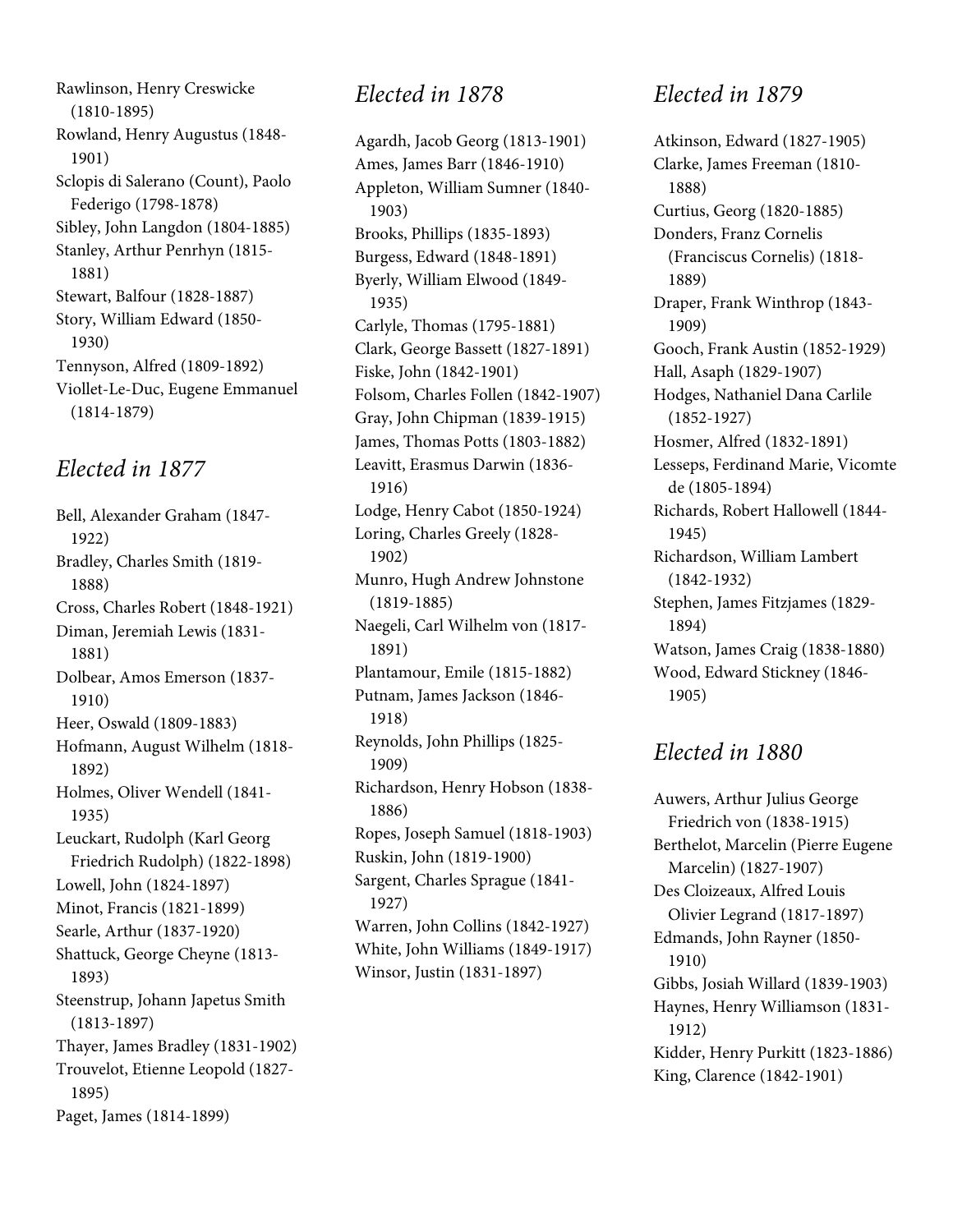Rawlinson, Henry Creswicke (1810-1895)
Rowland, Henry Augustus (1848-1901)
Sclopis di Salerano (Count), Paolo Federigo (1798-1878)
Sibley, John Langdon (1804-1885)
Stanley, Arthur Penrhyn (1815-1881)
Stewart, Balfour (1828-1887)
Story, William Edward (1850-1930)
Tennyson, Alfred (1809-1892)
Viollet-Le-Duc, Eugene Emmanuel (1814-1879)

## *Elected in 1877*

Bell, Alexander Graham (1847-1922)
Bradley, Charles Smith (1819-1888)
Cross, Charles Robert (1848-1921)
Diman, Jeremiah Lewis (1831-1881)
Dolbear, Amos Emerson (1837-1910)
Heer, Oswald (1809-1883)
Hofmann, August Wilhelm (1818-1892)
Holmes, Oliver Wendell (1841-1935)
Leuckart, Rudolph (Karl Georg Friedrich Rudolph) (1822-1898)
Lowell, John (1824-1897)
Minot, Francis (1821-1899)
Searle, Arthur (1837-1920)
Shattuck, George Cheyne (1813-1893)
Steenstrup, Johann Japetus Smith (1813-1897)
Thayer, James Bradley (1831-1902)
Trouvelot, Etienne Leopold (1827-1895)
Paget, James (1814-1899)

## *Elected in 1878*

Agardh, Jacob Georg (1813-1901)
Ames, James Barr (1846-1910)
Appleton, William Sumner (1840-1903)
Brooks, Phillips (1835-1893)
Burgess, Edward (1848-1891)
Byerly, William Elwood (1849-1935)
Carlyle, Thomas (1795-1881)
Clark, George Bassett (1827-1891)
Fiske, John (1842-1901)
Folsom, Charles Follen (1842-1907)
Gray, John Chipman (1839-1915)
James, Thomas Potts (1803-1882)
Leavitt, Erasmus Darwin (1836-1916)
Lodge, Henry Cabot (1850-1924)
Loring, Charles Greely (1828-1902)
Munro, Hugh Andrew Johnstone (1819-1885)
Naegeli, Carl Wilhelm von (1817-1891)
Plantamour, Emile (1815-1882)
Putnam, James Jackson (1846-1918)
Reynolds, John Phillips (1825-1909)
Richardson, Henry Hobson (1838-1886)
Ropes, Joseph Samuel (1818-1903)
Ruskin, John (1819-1900)
Sargent, Charles Sprague (1841-1927)
Warren, John Collins (1842-1927)
White, John Williams (1849-1917)
Winsor, Justin (1831-1897)

## *Elected in 1879*

Atkinson, Edward (1827-1905)
Clarke, James Freeman (1810-1888)
Curtius, Georg (1820-1885)
Donders, Franz Cornelis (Franciscus Cornelis) (1818-1889)
Draper, Frank Winthrop (1843-1909)
Gooch, Frank Austin (1852-1929)
Hall, Asaph (1829-1907)
Hodges, Nathaniel Dana Carlile (1852-1927)
Hosmer, Alfred (1832-1891)
Lesseps, Ferdinand Marie, Vicomte de (1805-1894)
Richards, Robert Hallowell (1844-1945)
Richardson, William Lambert (1842-1932)
Stephen, James Fitzjames (1829-1894)
Watson, James Craig (1838-1880)
Wood, Edward Stickney (1846-1905)

## *Elected in 1880*

Auwers, Arthur Julius George Friedrich von (1838-1915)
Berthelot, Marcelin (Pierre Eugene Marcelin) (1827-1907)
Des Cloizeaux, Alfred Louis Olivier Legrand (1817-1897)
Edmands, John Rayner (1850-1910)
Gibbs, Josiah Willard (1839-1903)
Haynes, Henry Williamson (1831-1912)
Kidder, Henry Purkitt (1823-1886)
King, Clarence (1842-1901)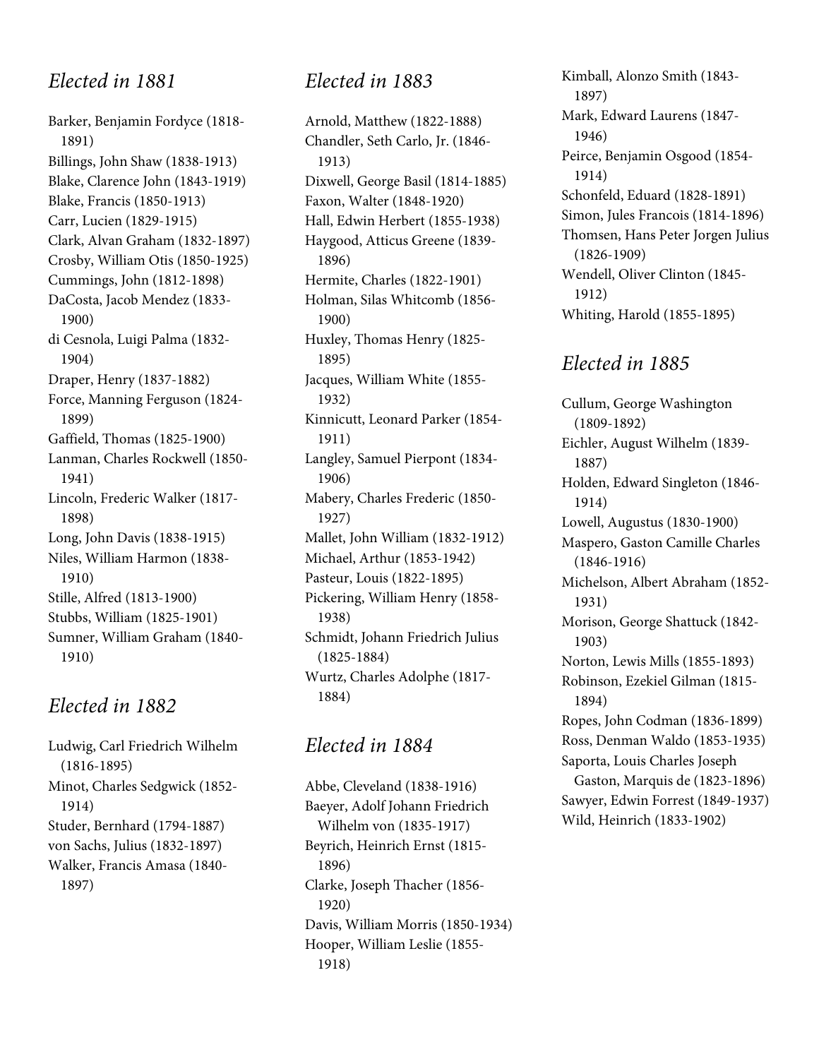## *Elected in 1881*

Barker, Benjamin Fordyce (1818-1891)
Billings, John Shaw (1838-1913)
Blake, Clarence John (1843-1919)
Blake, Francis (1850-1913)
Carr, Lucien (1829-1915)
Clark, Alvan Graham (1832-1897)
Crosby, William Otis (1850-1925)
Cummings, John (1812-1898)
DaCosta, Jacob Mendez (1833-1900)
di Cesnola, Luigi Palma (1832-1904)
Draper, Henry (1837-1882)
Force, Manning Ferguson (1824-1899)
Gaffield, Thomas (1825-1900)
Lanman, Charles Rockwell (1850-1941)
Lincoln, Frederic Walker (1817-1898)
Long, John Davis (1838-1915)
Niles, William Harmon (1838-1910)
Stille, Alfred (1813-1900)
Stubbs, William (1825-1901)
Sumner, William Graham (1840-1910)

## *Elected in 1882*

Ludwig, Carl Friedrich Wilhelm (1816-1895)
Minot, Charles Sedgwick (1852-1914)
Studer, Bernhard (1794-1887)
von Sachs, Julius (1832-1897)
Walker, Francis Amasa (1840-1897)

## *Elected in 1883*

Arnold, Matthew (1822-1888)
Chandler, Seth Carlo, Jr. (1846-1913)
Dixwell, George Basil (1814-1885)
Faxon, Walter (1848-1920)
Hall, Edwin Herbert (1855-1938)
Haygood, Atticus Greene (1839-1896)
Hermite, Charles (1822-1901)
Holman, Silas Whitcomb (1856-1900)
Huxley, Thomas Henry (1825-1895)
Jacques, William White (1855-1932)
Kinnicutt, Leonard Parker (1854-1911)
Langley, Samuel Pierpont (1834-1906)
Mabery, Charles Frederic (1850-1927)
Mallet, John William (1832-1912)
Michael, Arthur (1853-1942)
Pasteur, Louis (1822-1895)
Pickering, William Henry (1858-1938)
Schmidt, Johann Friedrich Julius (1825-1884)
Wurtz, Charles Adolphe (1817-1884)

## *Elected in 1884*

Abbe, Cleveland (1838-1916)
Baeyer, Adolf Johann Friedrich Wilhelm von (1835-1917)
Beyrich, Heinrich Ernst (1815-1896)
Clarke, Joseph Thacher (1856-1920)
Davis, William Morris (1850-1934)
Hooper, William Leslie (1855-1918)
Kimball, Alonzo Smith (1843-1897)
Mark, Edward Laurens (1847-1946)
Peirce, Benjamin Osgood (1854-1914)
Schonfeld, Eduard (1828-1891)
Simon, Jules Francois (1814-1896)
Thomsen, Hans Peter Jorgen Julius (1826-1909)
Wendell, Oliver Clinton (1845-1912)
Whiting, Harold (1855-1895)

## *Elected in 1885*

Cullum, George Washington (1809-1892)
Eichler, August Wilhelm (1839-1887)
Holden, Edward Singleton (1846-1914)
Lowell, Augustus (1830-1900)
Maspero, Gaston Camille Charles (1846-1916)
Michelson, Albert Abraham (1852-1931)
Morison, George Shattuck (1842-1903)
Norton, Lewis Mills (1855-1893)
Robinson, Ezekiel Gilman (1815-1894)
Ropes, John Codman (1836-1899)
Ross, Denman Waldo (1853-1935)
Saporta, Louis Charles Joseph Gaston, Marquis de (1823-1896)
Sawyer, Edwin Forrest (1849-1937)
Wild, Heinrich (1833-1902)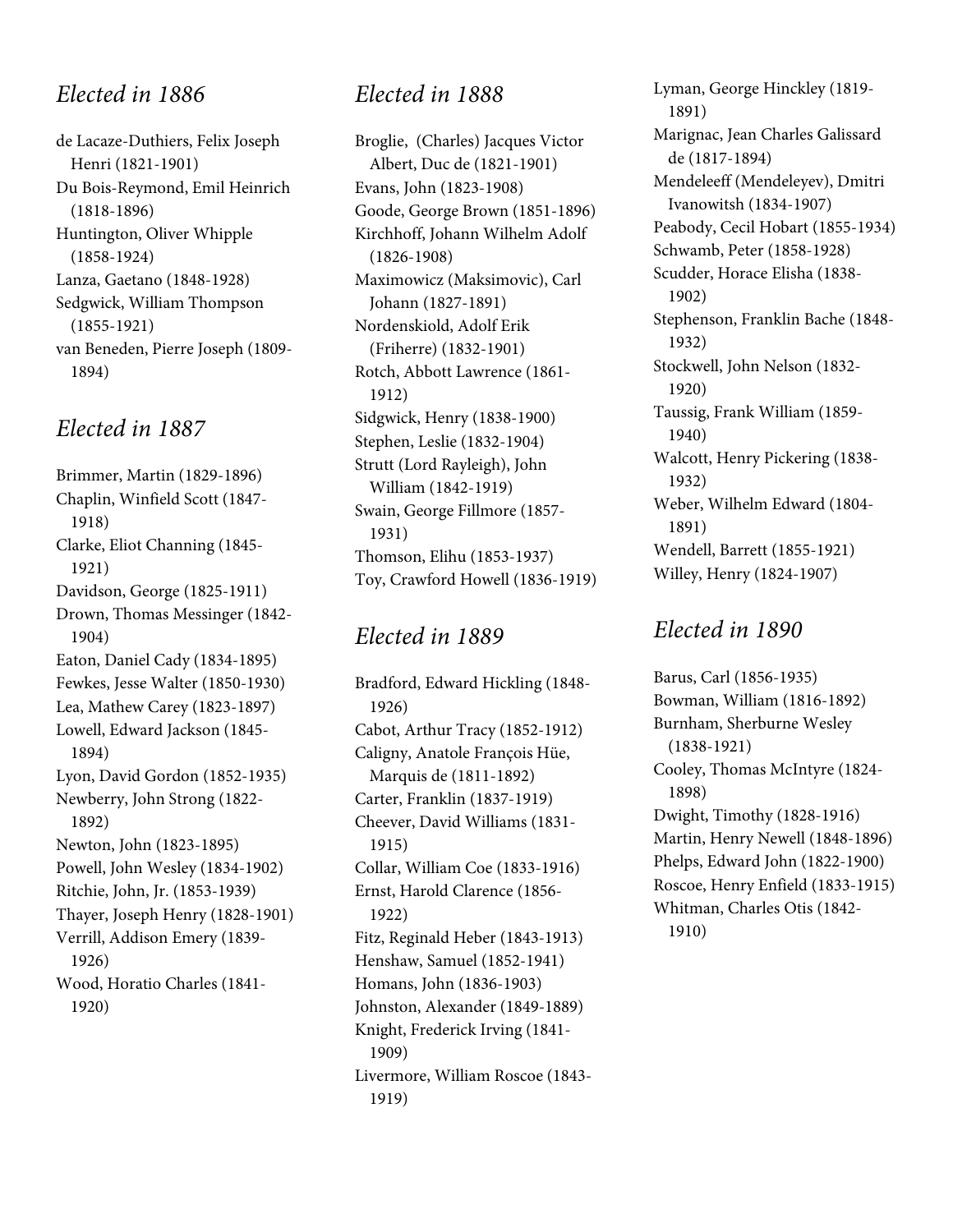## *Elected in 1886*

de Lacaze-Duthiers, Felix Joseph Henri (1821-1901)
Du Bois-Reymond, Emil Heinrich (1818-1896)
Huntington, Oliver Whipple (1858-1924)
Lanza, Gaetano (1848-1928)
Sedgwick, William Thompson (1855-1921)
van Beneden, Pierre Joseph (1809-1894)

## *Elected in 1887*

Brimmer, Martin (1829-1896)
Chaplin, Winfield Scott (1847-1918)
Clarke, Eliot Channing (1845-1921)
Davidson, George (1825-1911)
Drown, Thomas Messinger (1842-1904)
Eaton, Daniel Cady (1834-1895)
Fewkes, Jesse Walter (1850-1930)
Lea, Mathew Carey (1823-1897)
Lowell, Edward Jackson (1845-1894)
Lyon, David Gordon (1852-1935)
Newberry, John Strong (1822-1892)
Newton, John (1823-1895)
Powell, John Wesley (1834-1902)
Ritchie, John, Jr. (1853-1939)
Thayer, Joseph Henry (1828-1901)
Verrill, Addison Emery (1839-1926)
Wood, Horatio Charles (1841-1920)

## *Elected in 1888*

Broglie, (Charles) Jacques Victor Albert, Duc de (1821-1901)
Evans, John (1823-1908)
Goode, George Brown (1851-1896)
Kirchhoff, Johann Wilhelm Adolf (1826-1908)
Maximowicz (Maksimovic), Carl Johann (1827-1891)
Nordenskiold, Adolf Erik (Friherre) (1832-1901)
Rotch, Abbott Lawrence (1861-1912)
Sidgwick, Henry (1838-1900)
Stephen, Leslie (1832-1904)
Strutt (Lord Rayleigh), John William (1842-1919)
Swain, George Fillmore (1857-1931)
Thomson, Elihu (1853-1937)
Toy, Crawford Howell (1836-1919)

## *Elected in 1889*

Bradford, Edward Hickling (1848-1926)
Cabot, Arthur Tracy (1852-1912)
Caligny, Anatole François Hüe, Marquis de (1811-1892)
Carter, Franklin (1837-1919)
Cheever, David Williams (1831-1915)
Collar, William Coe (1833-1916)
Ernst, Harold Clarence (1856-1922)
Fitz, Reginald Heber (1843-1913)
Henshaw, Samuel (1852-1941)
Homans, John (1836-1903)
Johnston, Alexander (1849-1889)
Knight, Frederick Irving (1841-1909)
Livermore, William Roscoe (1843-1919)
Lyman, George Hinckley (1819-1891)
Marignac, Jean Charles Galissard de (1817-1894)
Mendeleeff (Mendeleyev), Dmitri Ivanowitsh (1834-1907)
Peabody, Cecil Hobart (1855-1934)
Schwamb, Peter (1858-1928)
Scudder, Horace Elisha (1838-1902)
Stephenson, Franklin Bache (1848-1932)
Stockwell, John Nelson (1832-1920)
Taussig, Frank William (1859-1940)
Walcott, Henry Pickering (1838-1932)
Weber, Wilhelm Edward (1804-1891)
Wendell, Barrett (1855-1921)
Willey, Henry (1824-1907)

## *Elected in 1890*

Barus, Carl (1856-1935)
Bowman, William (1816-1892)
Burnham, Sherburne Wesley (1838-1921)
Cooley, Thomas McIntyre (1824-1898)
Dwight, Timothy (1828-1916)
Martin, Henry Newell (1848-1896)
Phelps, Edward John (1822-1900)
Roscoe, Henry Enfield (1833-1915)
Whitman, Charles Otis (1842-1910)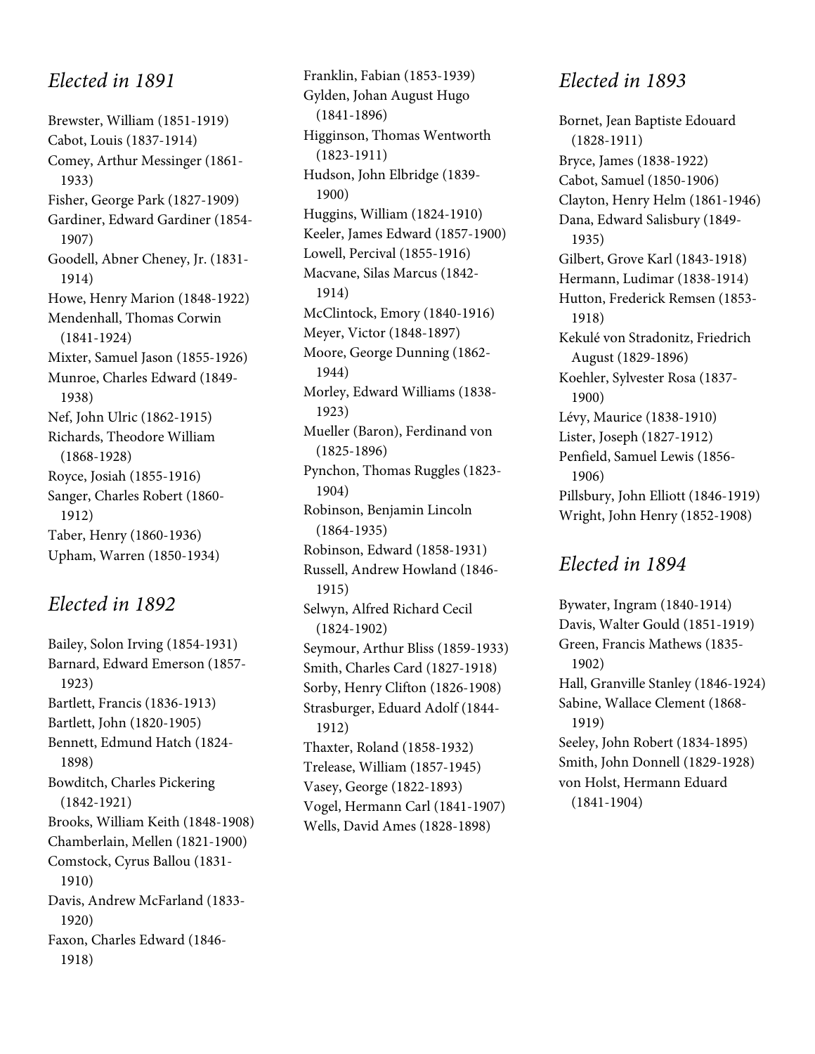## *Elected in 1891*

Brewster, William (1851-1919)
Cabot, Louis (1837-1914)
Comey, Arthur Messinger (1861-1933)
Fisher, George Park (1827-1909)
Gardiner, Edward Gardiner (1854-1907)
Goodell, Abner Cheney, Jr. (1831-1914)
Howe, Henry Marion (1848-1922)
Mendenhall, Thomas Corwin (1841-1924)
Mixter, Samuel Jason (1855-1926)
Munroe, Charles Edward (1849-1938)
Nef, John Ulric (1862-1915)
Richards, Theodore William (1868-1928)
Royce, Josiah (1855-1916)
Sanger, Charles Robert (1860-1912)
Taber, Henry (1860-1936)
Upham, Warren (1850-1934)

## *Elected in 1892*

Bailey, Solon Irving (1854-1931)
Barnard, Edward Emerson (1857-1923)
Bartlett, Francis (1836-1913)
Bartlett, John (1820-1905)
Bennett, Edmund Hatch (1824-1898)
Bowditch, Charles Pickering (1842-1921)
Brooks, William Keith (1848-1908)
Chamberlain, Mellen (1821-1900)
Comstock, Cyrus Ballou (1831-1910)
Davis, Andrew McFarland (1833-1920)
Faxon, Charles Edward (1846-1918)
Franklin, Fabian (1853-1939)
Gylden, Johan August Hugo (1841-1896)
Higginson, Thomas Wentworth (1823-1911)
Hudson, John Elbridge (1839-1900)
Huggins, William (1824-1910)
Keeler, James Edward (1857-1900)
Lowell, Percival (1855-1916)
Macvane, Silas Marcus (1842-1914)
McClintock, Emory (1840-1916)
Meyer, Victor (1848-1897)
Moore, George Dunning (1862-1944)
Morley, Edward Williams (1838-1923)
Mueller (Baron), Ferdinand von (1825-1896)
Pynchon, Thomas Ruggles (1823-1904)
Robinson, Benjamin Lincoln (1864-1935)
Robinson, Edward (1858-1931)
Russell, Andrew Howland (1846-1915)
Selwyn, Alfred Richard Cecil (1824-1902)
Seymour, Arthur Bliss (1859-1933)
Smith, Charles Card (1827-1918)
Sorby, Henry Clifton (1826-1908)
Strasburger, Eduard Adolf (1844-1912)
Thaxter, Roland (1858-1932)
Trelease, William (1857-1945)
Vasey, George (1822-1893)
Vogel, Hermann Carl (1841-1907)
Wells, David Ames (1828-1898)

## *Elected in 1893*

Bornet, Jean Baptiste Edouard (1828-1911)
Bryce, James (1838-1922)
Cabot, Samuel (1850-1906)
Clayton, Henry Helm (1861-1946)
Dana, Edward Salisbury (1849-1935)
Gilbert, Grove Karl (1843-1918)
Hermann, Ludimar (1838-1914)
Hutton, Frederick Remsen (1853-1918)
Kekulé von Stradonitz, Friedrich August (1829-1896)
Koehler, Sylvester Rosa (1837-1900)
Lévy, Maurice (1838-1910)
Lister, Joseph (1827-1912)
Penfield, Samuel Lewis (1856-1906)
Pillsbury, John Elliott (1846-1919)
Wright, John Henry (1852-1908)

## *Elected in 1894*

Bywater, Ingram (1840-1914)
Davis, Walter Gould (1851-1919)
Green, Francis Mathews (1835-1902)
Hall, Granville Stanley (1846-1924)
Sabine, Wallace Clement (1868-1919)
Seeley, John Robert (1834-1895)
Smith, John Donnell (1829-1928)
von Holst, Hermann Eduard (1841-1904)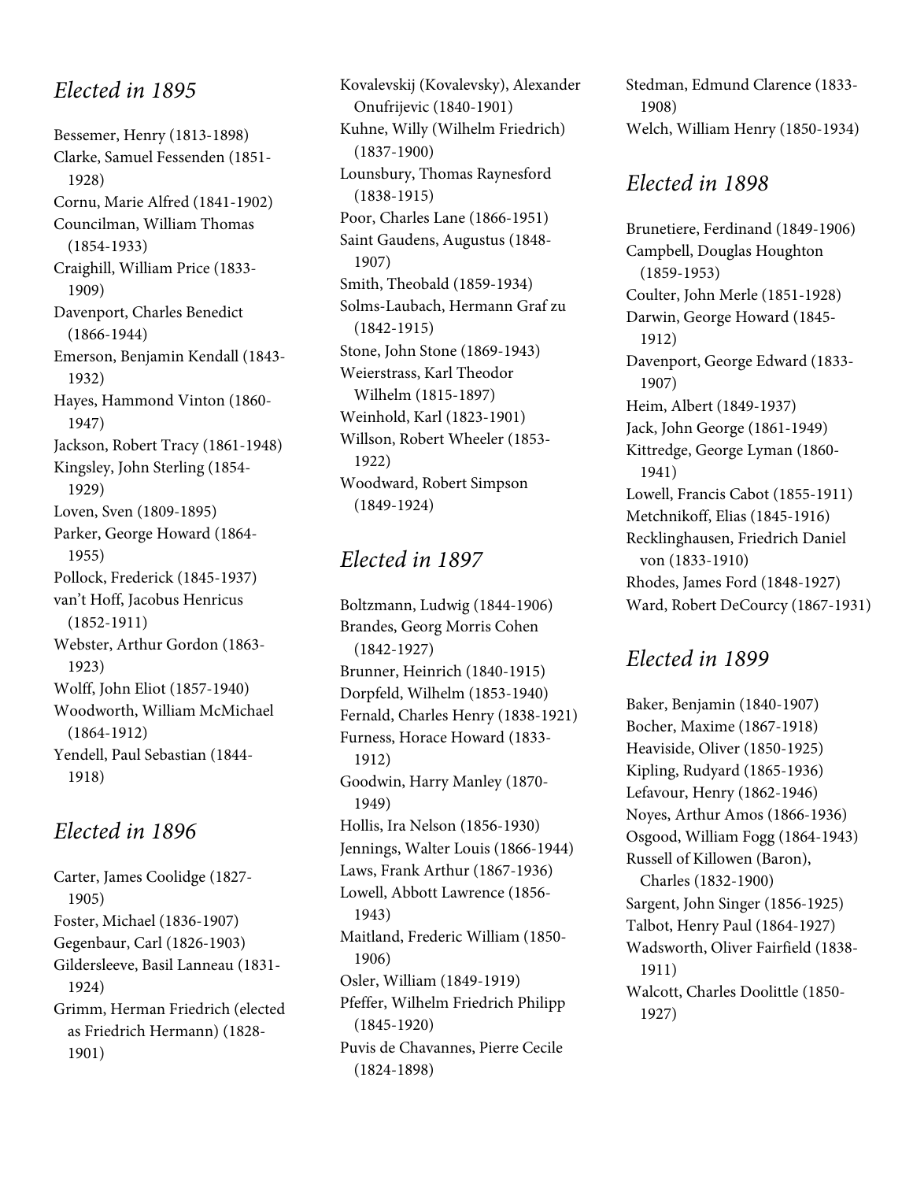## *Elected in 1895*

Bessemer, Henry (1813-1898)
Clarke, Samuel Fessenden (1851-1928)
Cornu, Marie Alfred (1841-1902)
Councilman, William Thomas (1854-1933)
Craighill, William Price (1833-1909)
Davenport, Charles Benedict (1866-1944)
Emerson, Benjamin Kendall (1843-1932)
Hayes, Hammond Vinton (1860-1947)
Jackson, Robert Tracy (1861-1948)
Kingsley, John Sterling (1854-1929)
Loven, Sven (1809-1895)
Parker, George Howard (1864-1955)
Pollock, Frederick (1845-1937)
van't Hoff, Jacobus Henricus (1852-1911)
Webster, Arthur Gordon (1863-1923)
Wolff, John Eliot (1857-1940)
Woodworth, William McMichael (1864-1912)
Yendell, Paul Sebastian (1844-1918)

## *Elected in 1896*

Carter, James Coolidge (1827-1905)
Foster, Michael (1836-1907)
Gegenbaur, Carl (1826-1903)
Gildersleeve, Basil Lanneau (1831-1924)
Grimm, Herman Friedrich (elected as Friedrich Hermann) (1828-1901)
Kovalevskij (Kovalevsky), Alexander Onufrijevic (1840-1901)
Kuhne, Willy (Wilhelm Friedrich) (1837-1900)
Lounsbury, Thomas Raynesford (1838-1915)
Poor, Charles Lane (1866-1951)
Saint Gaudens, Augustus (1848-1907)
Smith, Theobald (1859-1934)
Solms-Laubach, Hermann Graf zu (1842-1915)
Stone, John Stone (1869-1943)
Weierstrass, Karl Theodor Wilhelm (1815-1897)
Weinhold, Karl (1823-1901)
Willson, Robert Wheeler (1853-1922)
Woodward, Robert Simpson (1849-1924)

## *Elected in 1897*

Boltzmann, Ludwig (1844-1906)
Brandes, Georg Morris Cohen (1842-1927)
Brunner, Heinrich (1840-1915)
Dorpfeld, Wilhelm (1853-1940)
Fernald, Charles Henry (1838-1921)
Furness, Horace Howard (1833-1912)
Goodwin, Harry Manley (1870-1949)
Hollis, Ira Nelson (1856-1930)
Jennings, Walter Louis (1866-1944)
Laws, Frank Arthur (1867-1936)
Lowell, Abbott Lawrence (1856-1943)
Maitland, Frederic William (1850-1906)
Osler, William (1849-1919)
Pfeffer, Wilhelm Friedrich Philipp (1845-1920)
Puvis de Chavannes, Pierre Cecile (1824-1898)
Stedman, Edmund Clarence (1833-1908)
Welch, William Henry (1850-1934)

## *Elected in 1898*

Brunetiere, Ferdinand (1849-1906)
Campbell, Douglas Houghton (1859-1953)
Coulter, John Merle (1851-1928)
Darwin, George Howard (1845-1912)
Davenport, George Edward (1833-1907)
Heim, Albert (1849-1937)
Jack, John George (1861-1949)
Kittredge, George Lyman (1860-1941)
Lowell, Francis Cabot (1855-1911)
Metchnikoff, Elias (1845-1916)
Recklinghausen, Friedrich Daniel von (1833-1910)
Rhodes, James Ford (1848-1927)
Ward, Robert DeCourcy (1867-1931)

## *Elected in 1899*

Baker, Benjamin (1840-1907)
Bocher, Maxime (1867-1918)
Heaviside, Oliver (1850-1925)
Kipling, Rudyard (1865-1936)
Lefavour, Henry (1862-1946)
Noyes, Arthur Amos (1866-1936)
Osgood, William Fogg (1864-1943)
Russell of Killowen (Baron), Charles (1832-1900)
Sargent, John Singer (1856-1925)
Talbot, Henry Paul (1864-1927)
Wadsworth, Oliver Fairfield (1838-1911)
Walcott, Charles Doolittle (1850-1927)